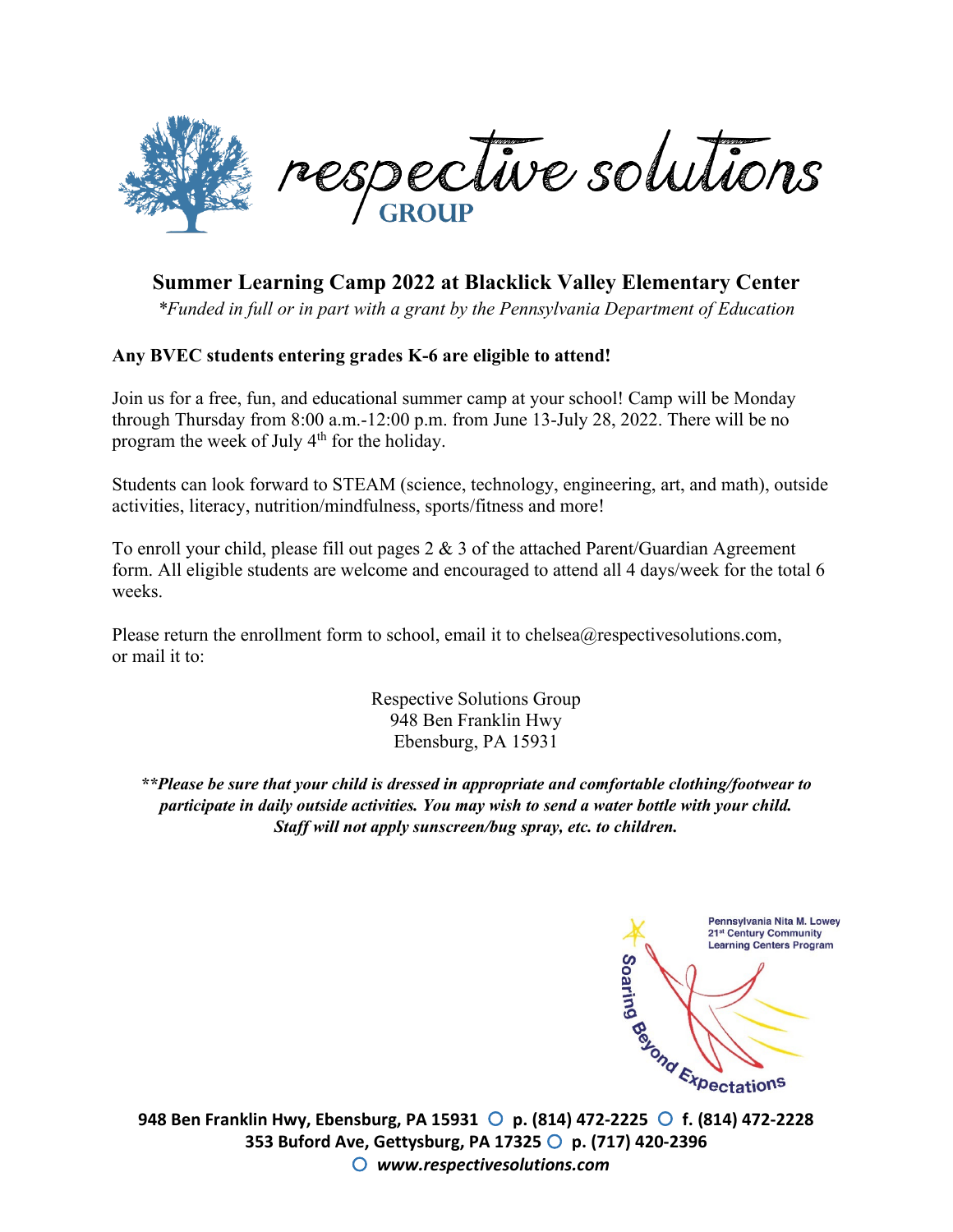respective solutions
GROUP

## Summer Learning Camp 2022 at Blacklick Valley Elementary Center

*\*Funded in full or in part with a grant by the Pennsylvania Department of Education*

**Any BVEC students entering grades K-6 are eligible to attend!**

Join us for a free, fun, and educational summer camp at your school! Camp will be Monday through Thursday from 8:00 a.m.-12:00 p.m. from June 13-July 28, 2022. There will be no program the week of July 4th for the holiday.

Students can look forward to STEAM (science, technology, engineering, art, and math), outside activities, literacy, nutrition/mindfulness, sports/fitness and more!

To enroll your child, please fill out pages 2 & 3 of the attached Parent/Guardian Agreement form. All eligible students are welcome and encouraged to attend all 4 days/week for the total 6 weeks.

Please return the enrollment form to school, email it to chelsea@respectivesolutions.com, or mail it to:

Respective Solutions Group
948 Ben Franklin Hwy
Ebensburg, PA 15931

***\*\*Please be sure that your child is dressed in appropriate and comfortable clothing/footwear to participate in daily outside activities. You may wish to send a water bottle with your child. Staff will not apply sunscreen/bug spray, etc. to children.***

Pennsylvania Nita M. Lowey 21st Century Community Learning Centers Program
Soaring Beyond Expectations

**948 Ben Franklin Hwy, Ebensburg, PA 15931 ○ p. (814) 472-2225 ○ f. (814) 472-2228**
**353 Buford Ave, Gettysburg, PA 17325 ○ p. (717) 420-2396**
**○ *www.respectivesolutions.com***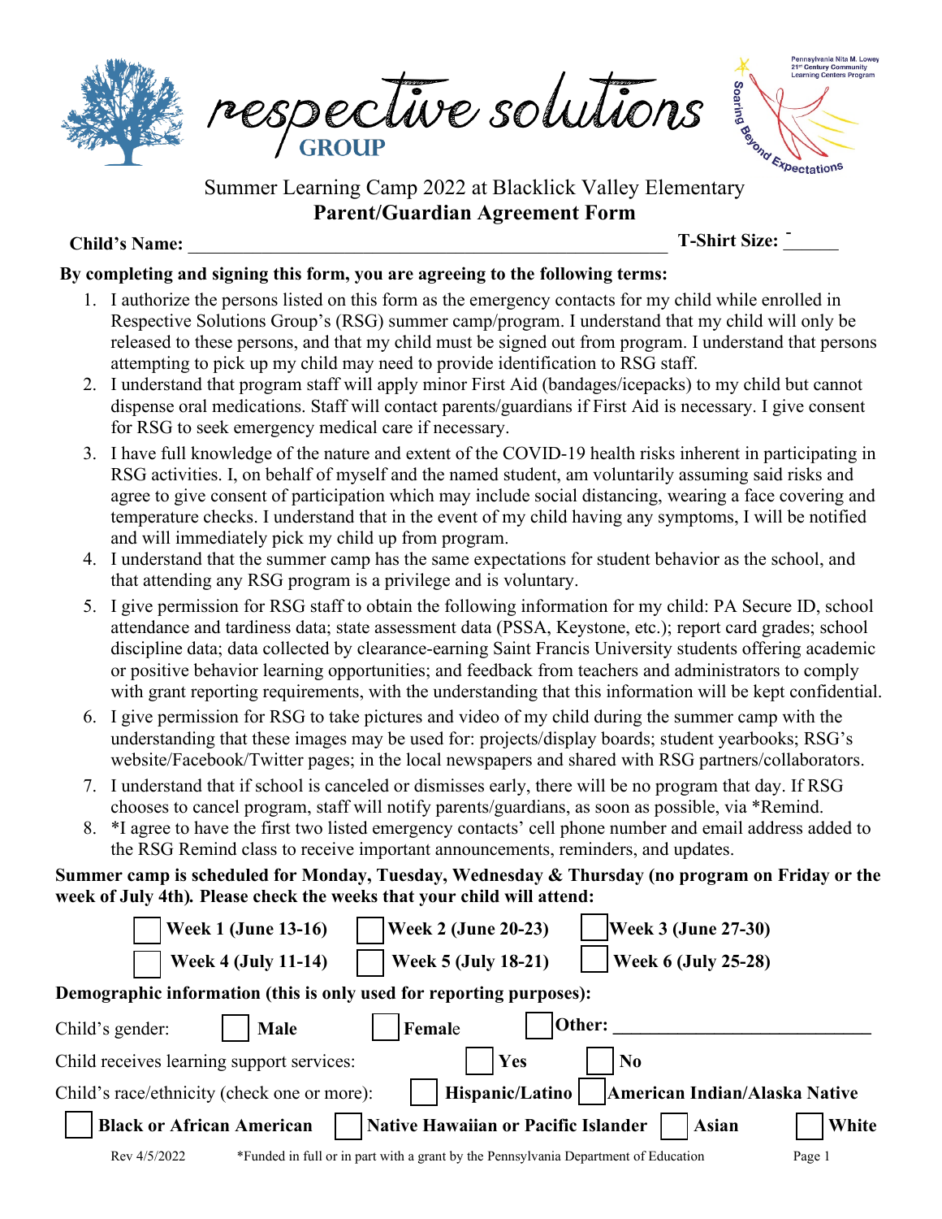respective solutions GROUP

Pennsylvania Nita M. Lowey 21st Century Community Learning Centers Program

Soaring Beyond Expectations

Summer Learning Camp 2022 at Blacklick Valley Elementary

## Parent/Guardian Agreement Form

**Child's Name:** ______________________________________________ **T-Shirt Size:** ______

**By completing and signing this form, you are agreeing to the following terms:**

1. I authorize the persons listed on this form as the emergency contacts for my child while enrolled in Respective Solutions Group's (RSG) summer camp/program. I understand that my child will only be released to these persons, and that my child must be signed out from program. I understand that persons attempting to pick up my child may need to provide identification to RSG staff.
2. I understand that program staff will apply minor First Aid (bandages/icepacks) to my child but cannot dispense oral medications. Staff will contact parents/guardians if First Aid is necessary. I give consent for RSG to seek emergency medical care if necessary.
3. I have full knowledge of the nature and extent of the COVID-19 health risks inherent in participating in RSG activities. I, on behalf of myself and the named student, am voluntarily assuming said risks and agree to give consent of participation which may include social distancing, wearing a face covering and temperature checks. I understand that in the event of my child having any symptoms, I will be notified and will immediately pick my child up from program.
4. I understand that the summer camp has the same expectations for student behavior as the school, and that attending any RSG program is a privilege and is voluntary.
5. I give permission for RSG staff to obtain the following information for my child: PA Secure ID, school attendance and tardiness data; state assessment data (PSSA, Keystone, etc.); report card grades; school discipline data; data collected by clearance-earning Saint Francis University students offering academic or positive behavior learning opportunities; and feedback from teachers and administrators to comply with grant reporting requirements, with the understanding that this information will be kept confidential.
6. I give permission for RSG to take pictures and video of my child during the summer camp with the understanding that these images may be used for: projects/display boards; student yearbooks; RSG's website/Facebook/Twitter pages; in the local newspapers and shared with RSG partners/collaborators.
7. I understand that if school is canceled or dismisses early, there will be no program that day. If RSG chooses to cancel program, staff will notify parents/guardians, as soon as possible, via *Remind.
8. *I agree to have the first two listed emergency contacts' cell phone number and email address added to the RSG Remind class to receive important announcements, reminders, and updates.

**Summer camp is scheduled for Monday, Tuesday, Wednesday & Thursday (no program on Friday or the week of July 4th). Please check the weeks that your child will attend:**

☐ **Week 1 (June 13-16)** ☐ **Week 2 (June 20-23)** ☐ **Week 3 (June 27-30)**

☐ **Week 4 (July 11-14)** ☐ **Week 5 (July 18-21)** ☐ **Week 6 (July 25-28)**

**Demographic information (this is only used for reporting purposes):**

Child's gender: ☐ **Male** ☐ **Female** ☐ **Other:** ___________________________

Child receives learning support services: ☐ **Yes** ☐ **No**

Child's race/ethnicity (check one or more): ☐ **Hispanic/Latino** ☐ **American Indian/Alaska Native**

☐ **Black or African American** ☐ **Native Hawaiian or Pacific Islander** ☐ **Asian** ☐ **White**

Rev 4/5/2022 *Funded in full or in part with a grant by the Pennsylvania Department of Education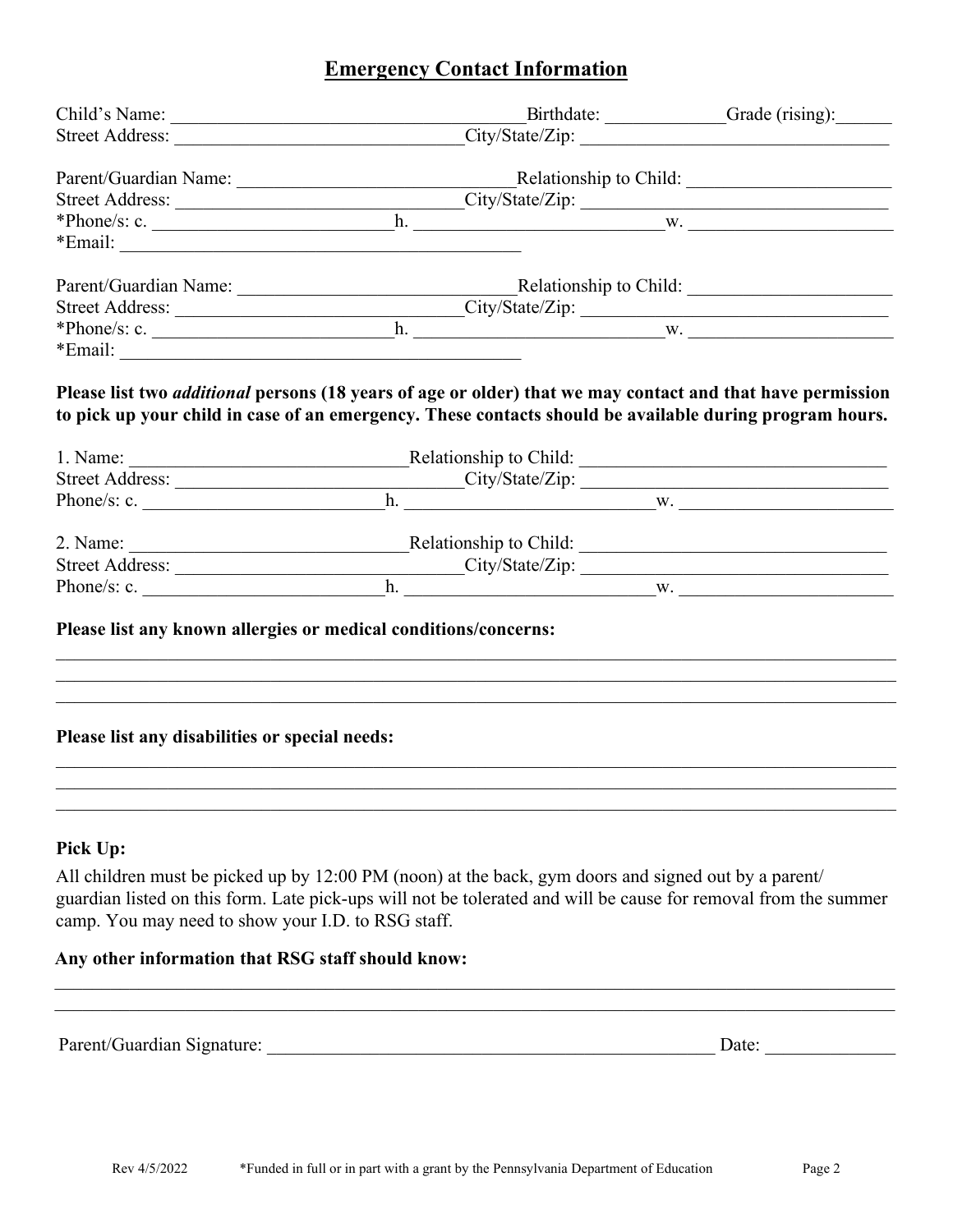# Emergency Contact Information

Child's Name: ______________________________________ Birthdate: _____________ Grade (rising): ______
Street Address: ________________________________ City/State/Zip: __________________________________

Parent/Guardian Name: _____________________________ Relationship to Child: _______________________
Street Address: ________________________________ City/State/Zip: __________________________________
*Phone/s: c. ___________________________ h. ____________________________ w. _______________________
*Email: ____________________________________________

Parent/Guardian Name: _____________________________ Relationship to Child: _______________________
Street Address: ________________________________ City/State/Zip: __________________________________
*Phone/s: c. ___________________________ h. ____________________________ w. _______________________
*Email: ____________________________________________

**Please list two *additional* persons (18 years of age or older) that we may contact and that have permission to pick up your child in case of an emergency. These contacts should be available during program hours.**

1. Name: ______________________________ Relationship to Child: __________________________________
Street Address: ________________________________ City/State/Zip: __________________________________
Phone/s: c. ___________________________ h. ____________________________ w. ________________________

2. Name: ______________________________ Relationship to Child: __________________________________
Street Address: ________________________________ City/State/Zip: __________________________________
Phone/s: c. ___________________________ h. ____________________________ w. ________________________

**Please list any known allergies or medical conditions/concerns:**

______________________________________________________________________________________________
______________________________________________________________________________________________
______________________________________________________________________________________________

**Please list any disabilities or special needs:**

______________________________________________________________________________________________
______________________________________________________________________________________________
______________________________________________________________________________________________

**Pick Up:**

All children must be picked up by 12:00 PM (noon) at the back, gym doors and signed out by a parent/ guardian listed on this form. Late pick-ups will not be tolerated and will be cause for removal from the summer camp. You may need to show your I.D. to RSG staff.

**Any other information that RSG staff should know:**

______________________________________________________________________________________________
______________________________________________________________________________________________

Parent/Guardian Signature: ___________________________________________________ Date: ______________

Rev 4/5/2022 *Funded in full or in part with a grant by the Pennsylvania Department of Education